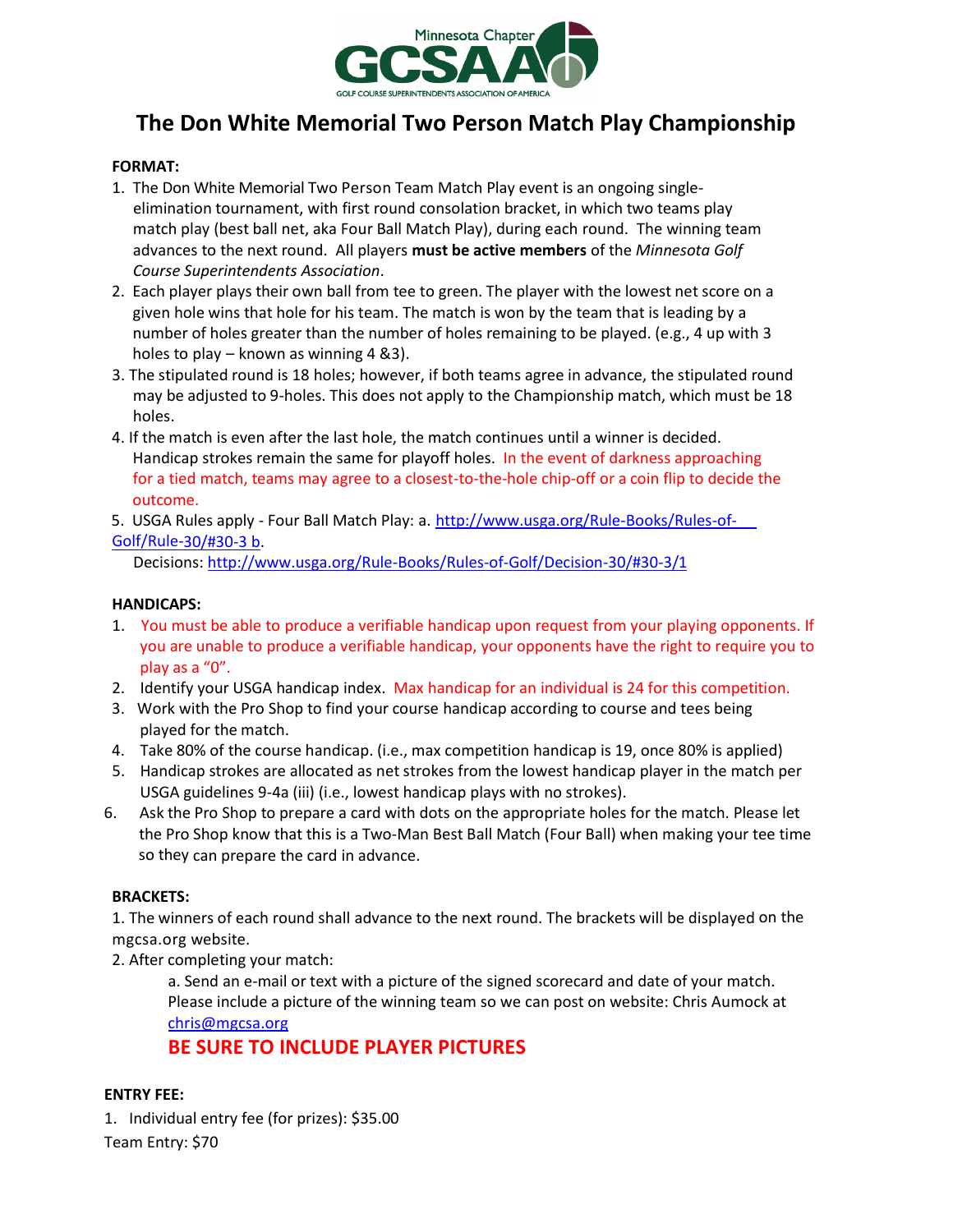Minnesota Chapter GCSAA

GOLF COURSE SUPERINTENDENTS ASSOCIATION OF AMERICA

# The Don White Memorial Two Person Match Play Championship

**FORMAT:**

1. The Don White Memorial Two Person Team Match Play event is an ongoing single-elimination tournament, with first round consolation bracket, in which two teams play match play (best ball net, aka Four Ball Match Play), during each round. The winning team advances to the next round. All players **must be active members** of the *Minnesota Golf Course Superintendents Association*.
2. Each player plays their own ball from tee to green. The player with the lowest net score on a given hole wins that hole for his team. The match is won by the team that is leading by a number of holes greater than the number of holes remaining to be played. (e.g., 4 up with 3 holes to play – known as winning 4 &3).
3. The stipulated round is 18 holes; however, if both teams agree in advance, the stipulated round may be adjusted to 9-holes. This does not apply to the Championship match, which must be 18 holes.
4. If the match is even after the last hole, the match continues until a winner is decided. Handicap strokes remain the same for playoff holes. In the event of darkness approaching for a tied match, teams may agree to a closest-to-the-hole chip-off or a coin flip to decide the outcome.
5. USGA Rules apply - Four Ball Match Play: a. [http://www.usga.org/Rule-Books/Rules-of-Golf/Rule-30/#30-3 b](http://www.usga.org/Rule-Books/Rules-of-Golf/Rule-30/#30-3). Decisions: [http://www.usga.org/Rule-Books/Rules-of-Golf/Decision-30/#30-3/1](http://www.usga.org/Rule-Books/Rules-of-Golf/Decision-30/#30-3/1)

**HANDICAPS:**

1. You must be able to produce a verifiable handicap upon request from your playing opponents. If you are unable to produce a verifiable handicap, your opponents have the right to require you to play as a "0".
2. Identify your USGA handicap index. Max handicap for an individual is 24 for this competition.
3. Work with the Pro Shop to find your course handicap according to course and tees being played for the match.
4. Take 80% of the course handicap. (i.e., max competition handicap is 19, once 80% is applied)
5. Handicap strokes are allocated as net strokes from the lowest handicap player in the match per USGA guidelines 9-4a (iii) (i.e., lowest handicap plays with no strokes).
6. Ask the Pro Shop to prepare a card with dots on the appropriate holes for the match. Please let the Pro Shop know that this is a Two-Man Best Ball Match (Four Ball) when making your tee time so they can prepare the card in advance.

**BRACKETS:**

1. The winners of each round shall advance to the next round. The brackets will be displayed on the mgcsa.org website.
2. After completing your match:
   a. Send an e-mail or text with a picture of the signed scorecard and date of your match. Please include a picture of the winning team so we can post on website: Chris Aumock at [chris@mgcsa.org](mailto:chris@mgcsa.org)

   **BE SURE TO INCLUDE PLAYER PICTURES**

**ENTRY FEE:**

1. Individual entry fee (for prizes): $35.00

Team Entry: $70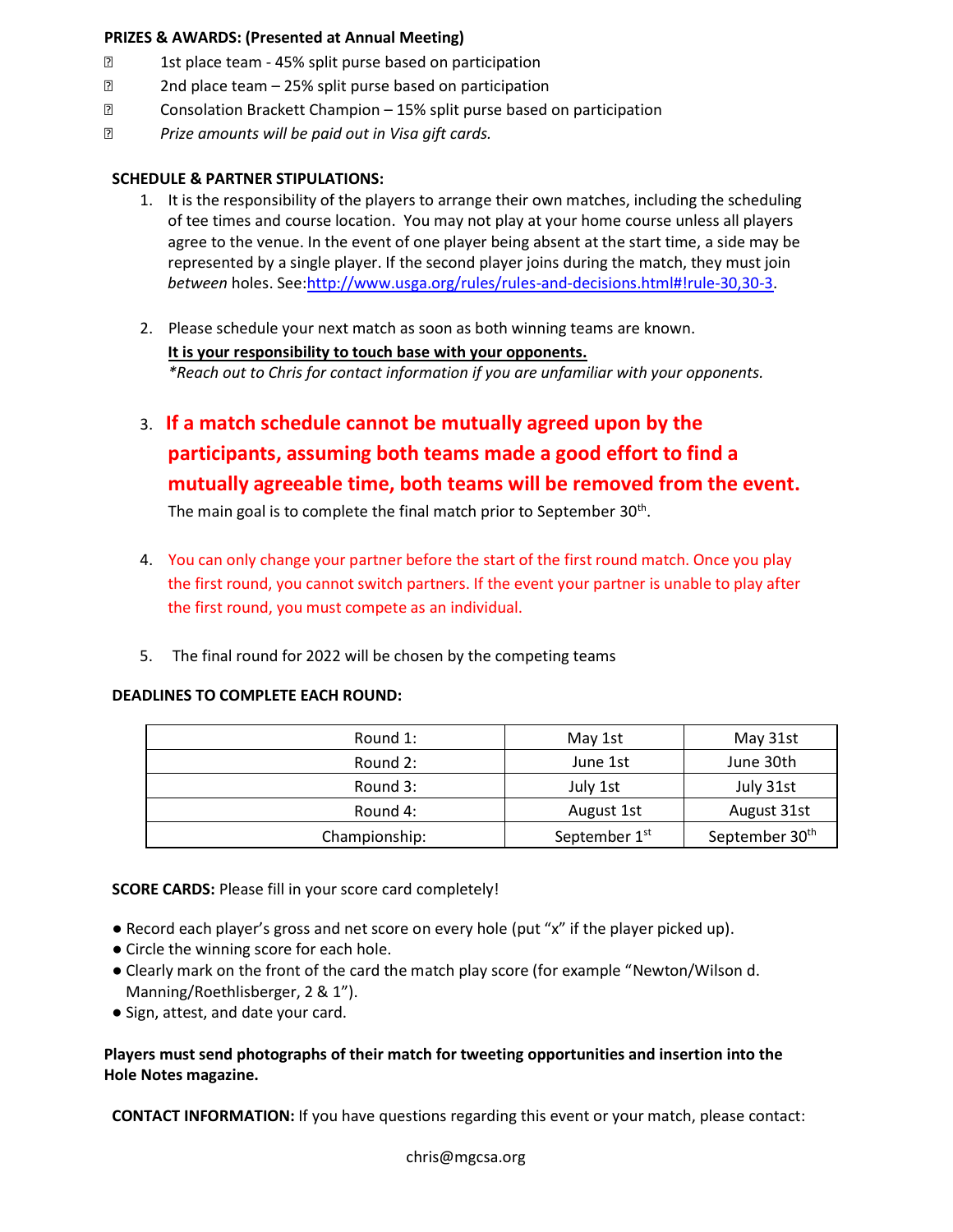**PRIZES & AWARDS: (Presented at Annual Meeting)**

- 1st place team - 45% split purse based on participation
- 2nd place team – 25% split purse based on participation
- Consolation Brackett Champion – 15% split purse based on participation
- *Prize amounts will be paid out in Visa gift cards.*

**SCHEDULE & PARTNER STIPULATIONS:**

1. It is the responsibility of the players to arrange their own matches, including the scheduling of tee times and course location. You may not play at your home course unless all players agree to the venue. In the event of one player being absent at the start time, a side may be represented by a single player. If the second player joins during the match, they must join *between* holes. See:http://www.usga.org/rules/rules-and-decisions.html#!rule-30,30-3.

2. Please schedule your next match as soon as both winning teams are known.
**It is your responsibility to touch base with your opponents.**
*\*Reach out to Chris for contact information if you are unfamiliar with your opponents.*

3. **If a match schedule cannot be mutually agreed upon by the participants, assuming both teams made a good effort to find a mutually agreeable time, both teams will be removed from the event.**
The main goal is to complete the final match prior to September 30th.

4. You can only change your partner before the start of the first round match. Once you play the first round, you cannot switch partners. If the event your partner is unable to play after the first round, you must compete as an individual.

5. The final round for 2022 will be chosen by the competing teams

**DEADLINES TO COMPLETE EACH ROUND:**

| | | |
|---|---|---|
| Round 1: | May 1st | May 31st |
| Round 2: | June 1st | June 30th |
| Round 3: | July 1st | July 31st |
| Round 4: | August 1st | August 31st |
| Championship: | September 1st | September 30th |

**SCORE CARDS:** Please fill in your score card completely!

- Record each player's gross and net score on every hole (put "x" if the player picked up).
- Circle the winning score for each hole.
- Clearly mark on the front of the card the match play score (for example "Newton/Wilson d. Manning/Roethlisberger, 2 & 1").
- Sign, attest, and date your card.

**Players must send photographs of their match for tweeting opportunities and insertion into the Hole Notes magazine.**

**CONTACT INFORMATION:** If you have questions regarding this event or your match, please contact:

chris@mgcsa.org